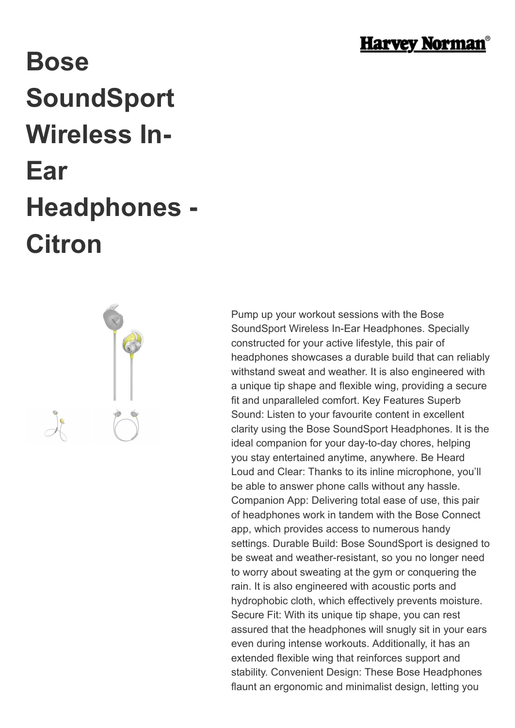# Bose SoundSport Wireless In-Ear Headphones - Citron

Pump up your workout sessions with the Bose SoundSport Wireless In-Ear Headphones. Specially constructed for your active lifestyle, this pair of headphones showcases a durable build that can reliably withstand sweat and weather. It is also engineered with a unique tip shape and flexible wing, providing a secure fit and unparalleled comfort. Key Features Superb Sound: Listen to your favourite content in excellent clarity using the Bose SoundSport Headphones. It is the ideal companion for your day-to-day chores, helping you stay entertained anytime, anywhere. Be Heard Loud and Clear: Thanks to its inline microphone, you'll be able to answer phone calls without any hassle. Companion App: Delivering total ease of use, this pair of headphones work in tandem with the Bose Connect app, which provides access to numerous handy settings. Durable Build: Bose SoundSport is designed to be sweat and weather-resistant, so you no longer need to worry about sweating at the gym or conquering the rain. It is also engineered with acoustic ports and hydrophobic cloth, which effectively prevents moisture. Secure Fit: With its unique tip shape, you can rest assured that the headphones will snugly sit in your ears even during intense workouts. Additionally, it has an extended flexible wing that reinforces support and stability. Convenient Design: These Bose Headphones flaunt an ergonomic and minimalist design, letting you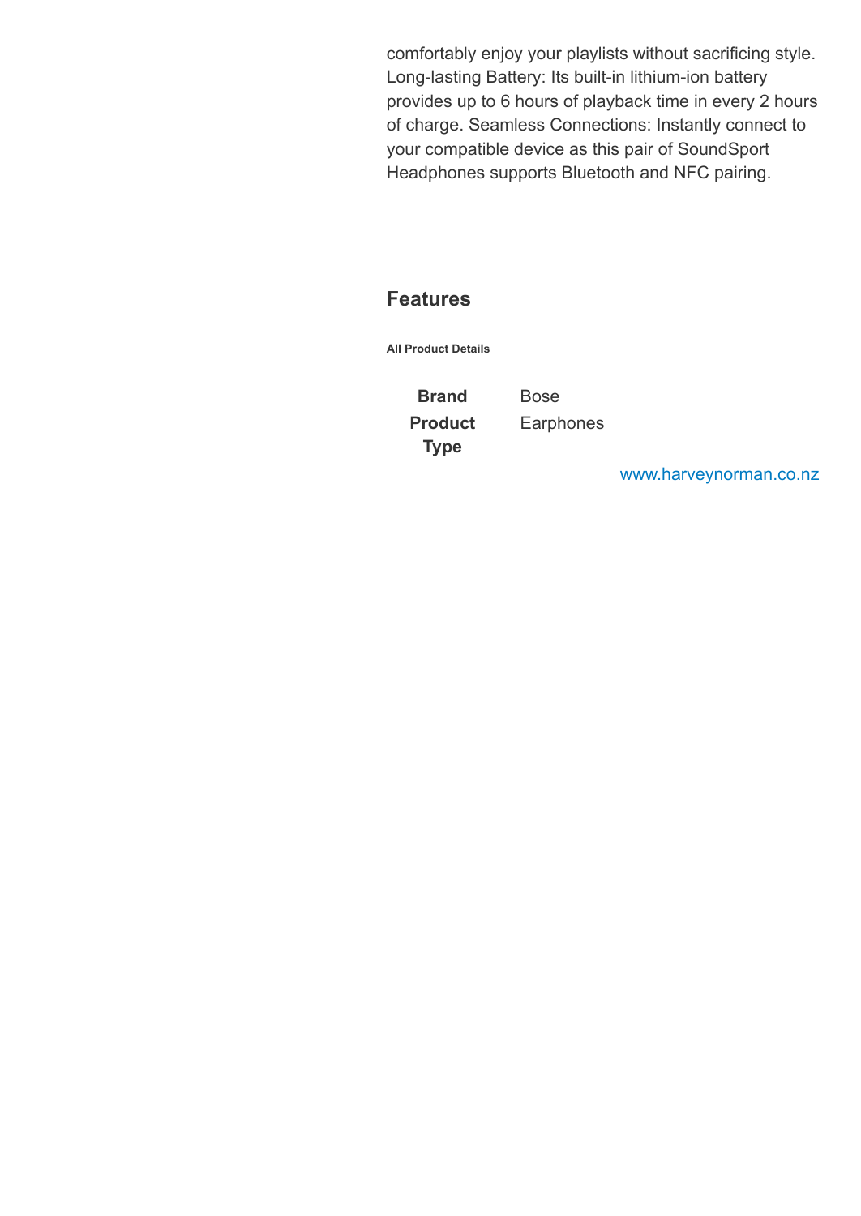comfortably enjoy your playlists without sacrificing style. Long-lasting Battery: Its built-in lithium-ion battery provides up to 6 hours of playback time in every 2 hours of charge. Seamless Connections: Instantly connect to your compatible device as this pair of SoundSport Headphones supports Bluetooth and NFC pairing.

## Features

**All Product Details**

| | |
|---|---|
| **Brand** | Bose |
| **Product Type** | Earphones |

www.harveynorman.co.nz